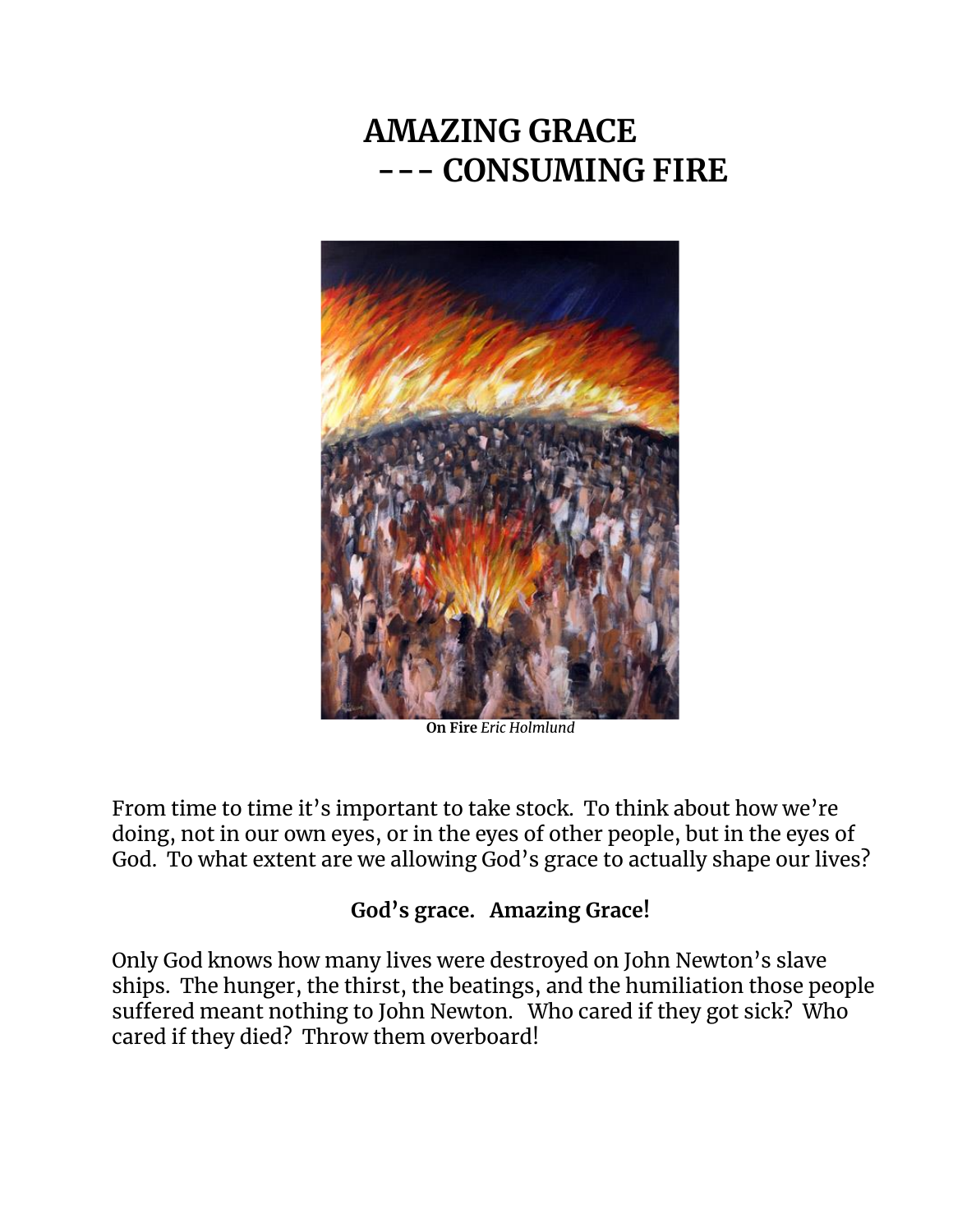# AMAZING GRACE
# --- CONSUMING FIRE

**On Fire** *Eric Holmlund*

From time to time it's important to take stock. To think about how we're doing, not in our own eyes, or in the eyes of other people, but in the eyes of God. To what extent are we allowing God's grace to actually shape our lives?

**God's grace. Amazing Grace!**

Only God knows how many lives were destroyed on John Newton's slave ships. The hunger, the thirst, the beatings, and the humiliation those people suffered meant nothing to John Newton. Who cared if they got sick? Who cared if they died? Throw them overboard!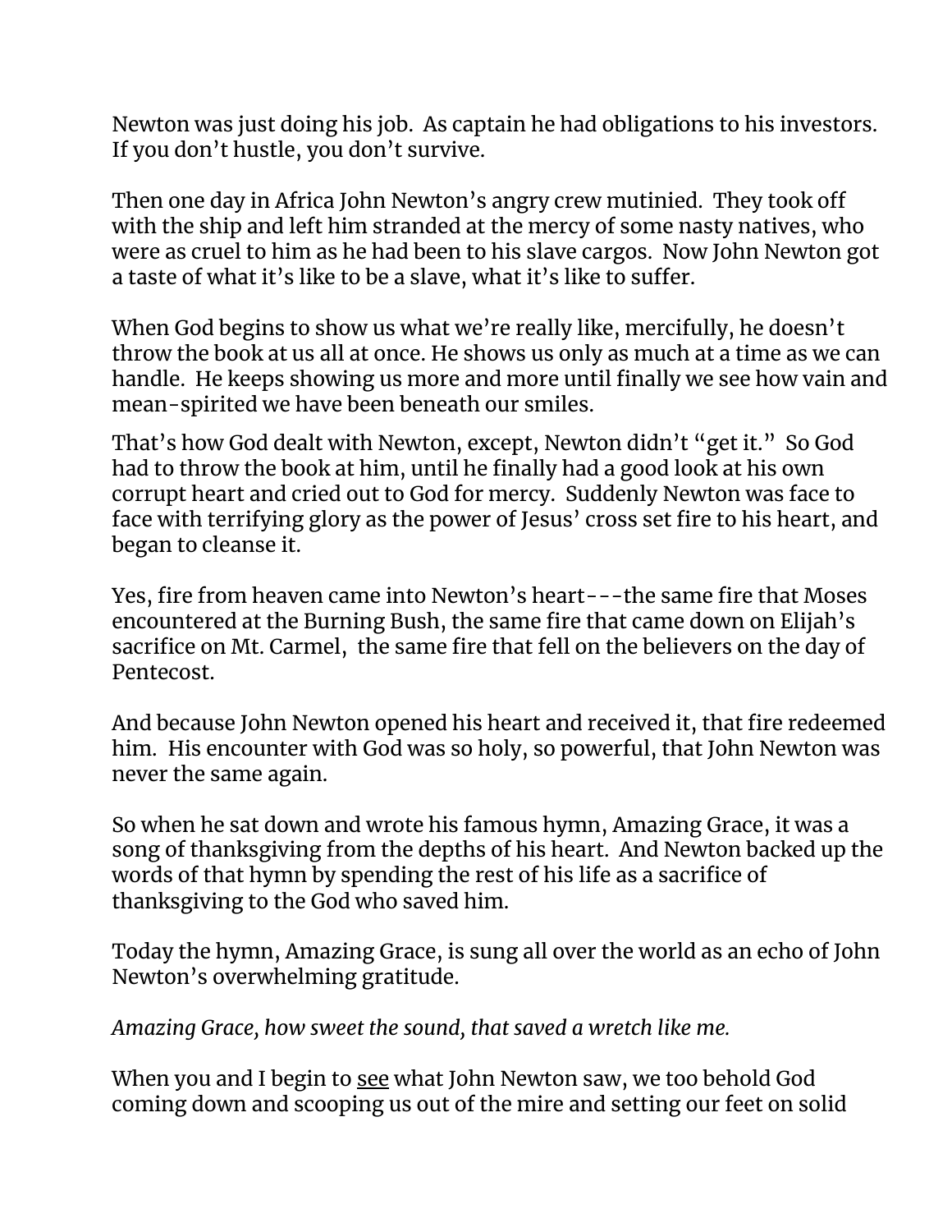Newton was just doing his job. As captain he had obligations to his investors. If you don't hustle, you don't survive.

Then one day in Africa John Newton's angry crew mutinied. They took off with the ship and left him stranded at the mercy of some nasty natives, who were as cruel to him as he had been to his slave cargos. Now John Newton got a taste of what it's like to be a slave, what it's like to suffer.

When God begins to show us what we're really like, mercifully, he doesn't throw the book at us all at once. He shows us only as much at a time as we can handle. He keeps showing us more and more until finally we see how vain and mean-spirited we have been beneath our smiles.

That's how God dealt with Newton, except, Newton didn't "get it." So God had to throw the book at him, until he finally had a good look at his own corrupt heart and cried out to God for mercy. Suddenly Newton was face to face with terrifying glory as the power of Jesus' cross set fire to his heart, and began to cleanse it.

Yes, fire from heaven came into Newton's heart---the same fire that Moses encountered at the Burning Bush, the same fire that came down on Elijah's sacrifice on Mt. Carmel, the same fire that fell on the believers on the day of Pentecost.

And because John Newton opened his heart and received it, that fire redeemed him. His encounter with God was so holy, so powerful, that John Newton was never the same again.

So when he sat down and wrote his famous hymn, Amazing Grace, it was a song of thanksgiving from the depths of his heart. And Newton backed up the words of that hymn by spending the rest of his life as a sacrifice of thanksgiving to the God who saved him.

Today the hymn, Amazing Grace, is sung all over the world as an echo of John Newton's overwhelming gratitude.

*Amazing Grace, how sweet the sound, that saved a wretch like me.*

When you and I begin to <u>see</u> what John Newton saw, we too behold God coming down and scooping us out of the mire and setting our feet on solid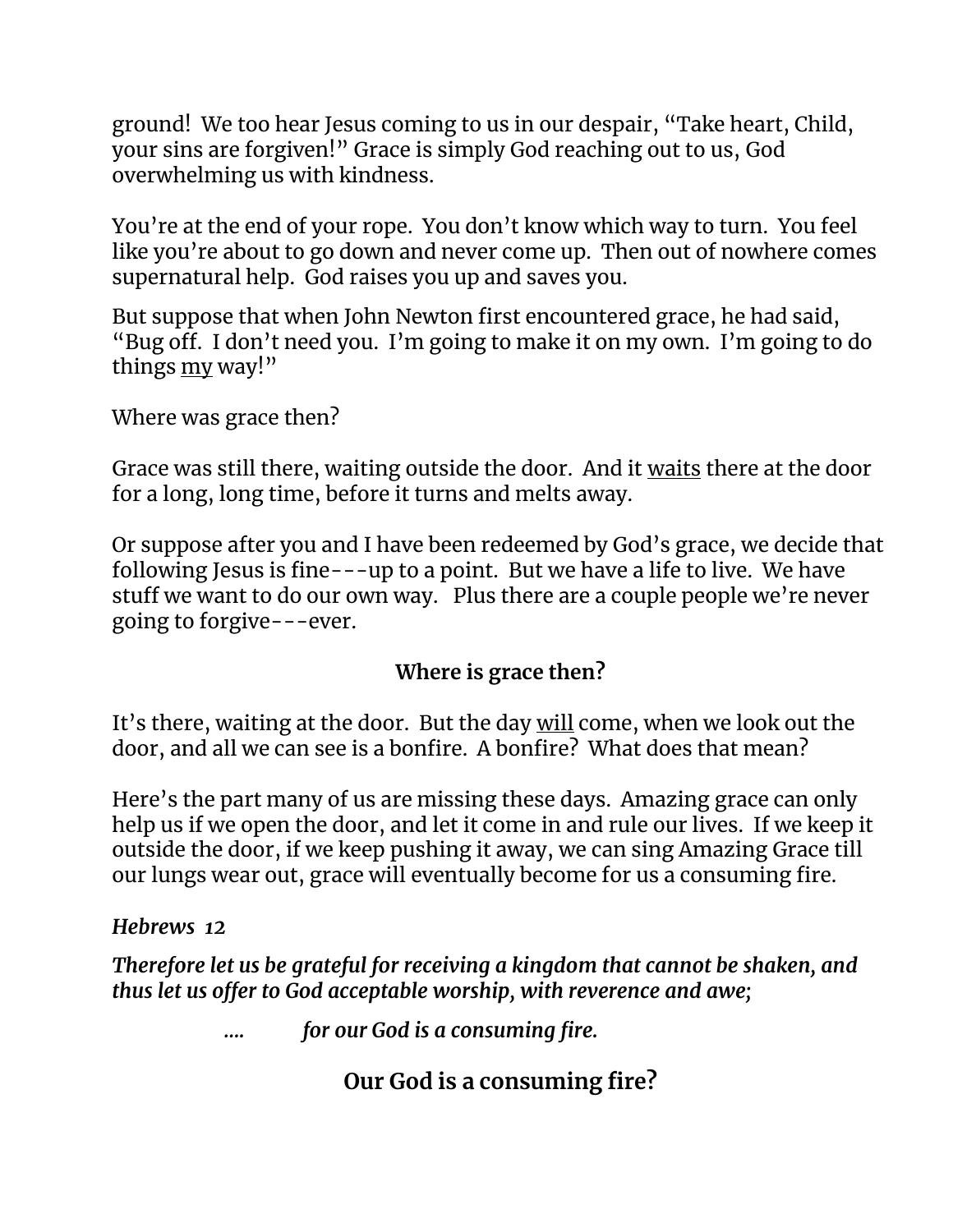ground! We too hear Jesus coming to us in our despair, "Take heart, Child, your sins are forgiven!" Grace is simply God reaching out to us, God overwhelming us with kindness.

You're at the end of your rope. You don't know which way to turn. You feel like you're about to go down and never come up. Then out of nowhere comes supernatural help. God raises you up and saves you.

But suppose that when John Newton first encountered grace, he had said, "Bug off. I don't need you. I'm going to make it on my own. I'm going to do things <u>my</u> way!"

Where was grace then?

Grace was still there, waiting outside the door. And it <u>waits</u> there at the door for a long, long time, before it turns and melts away.

Or suppose after you and I have been redeemed by God's grace, we decide that following Jesus is fine---up to a point. But we have a life to live. We have stuff we want to do our own way. Plus there are a couple people we're never going to forgive---ever.

**Where is grace then?**

It's there, waiting at the door. But the day <u>will</u> come, when we look out the door, and all we can see is a bonfire. A bonfire? What does that mean?

Here's the part many of us are missing these days. Amazing grace can only help us if we open the door, and let it come in and rule our lives. If we keep it outside the door, if we keep pushing it away, we can sing Amazing Grace till our lungs wear out, grace will eventually become for us a consuming fire.

***Hebrews 12***

***Therefore let us be grateful for receiving a kingdom that cannot be shaken, and thus let us offer to God acceptable worship, with reverence and awe;***

***.... for our God is a consuming fire.***

**Our God is a consuming fire?**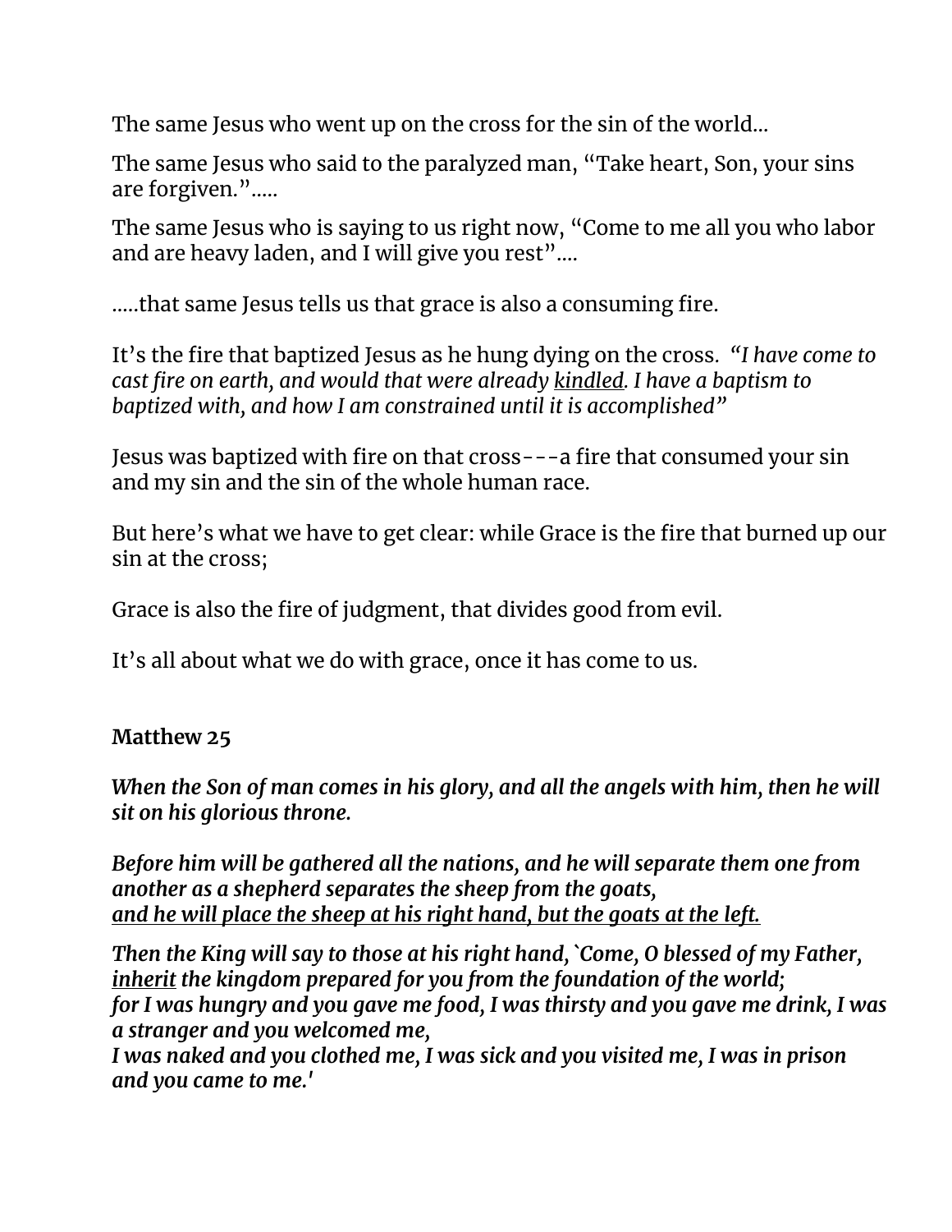The same Jesus who went up on the cross for the sin of the world...

The same Jesus who said to the paralyzed man, "Take heart, Son, your sins are forgiven."…..

The same Jesus who is saying to us right now, "Come to me all you who labor and are heavy laden, and I will give you rest"....

…..that same Jesus tells us that grace is also a consuming fire.

It's the fire that baptized Jesus as he hung dying on the cross. *"I have come to cast fire on earth, and would that were already <u>kindled</u>. I have a baptism to baptized with, and how I am constrained until it is accomplished"*

Jesus was baptized with fire on that cross---a fire that consumed your sin and my sin and the sin of the whole human race.

But here's what we have to get clear: while Grace is the fire that burned up our sin at the cross;

Grace is also the fire of judgment, that divides good from evil.

It's all about what we do with grace, once it has come to us.

**Matthew 25**

***When the Son of man comes in his glory, and all the angels with him, then he will sit on his glorious throne.***

***Before him will be gathered all the nations, and he will separate them one from another as a shepherd separates the sheep from the goats,***
***<u>and he will place the sheep at his right hand, but the goats at the left.</u>***

***Then the King will say to those at his right hand, `Come, O blessed of my Father, <u>inherit</u> the kingdom prepared for you from the foundation of the world;***
***for I was hungry and you gave me food, I was thirsty and you gave me drink, I was a stranger and you welcomed me,***
***I was naked and you clothed me, I was sick and you visited me, I was in prison and you came to me.'***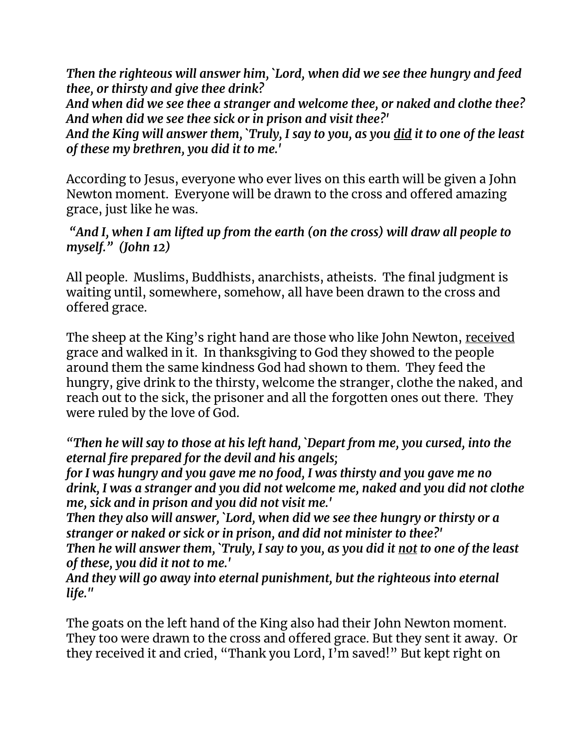***Then the righteous will answer him, `Lord, when did we see thee hungry and feed thee, or thirsty and give thee drink?***
***And when did we see thee a stranger and welcome thee, or naked and clothe thee?***
***And when did we see thee sick or in prison and visit thee?'***
***And the King will answer them, `Truly, I say to you, as you <u>did</u> it to one of the least of these my brethren, you did it to me.'***

According to Jesus, everyone who ever lives on this earth will be given a John Newton moment. Everyone will be drawn to the cross and offered amazing grace, just like he was.

***"And I, when I am lifted up from the earth (on the cross) will draw all people to myself." (John 12)***

All people. Muslims, Buddhists, anarchists, atheists. The final judgment is waiting until, somewhere, somehow, all have been drawn to the cross and offered grace.

The sheep at the King's right hand are those who like John Newton, <u>received</u> grace and walked in it. In thanksgiving to God they showed to the people around them the same kindness God had shown to them. They feed the hungry, give drink to the thirsty, welcome the stranger, clothe the naked, and reach out to the sick, the prisoner and all the forgotten ones out there. They were ruled by the love of God.

***"Then he will say to those at his left hand, `Depart from me, you cursed, into the eternal fire prepared for the devil and his angels;***
***for I was hungry and you gave me no food, I was thirsty and you gave me no drink, I was a stranger and you did not welcome me, naked and you did not clothe me, sick and in prison and you did not visit me.'***
***Then they also will answer, `Lord, when did we see thee hungry or thirsty or a stranger or naked or sick or in prison, and did not minister to thee?'***
***Then he will answer them, `Truly, I say to you, as you did it <u>not</u> to one of the least of these, you did it not to me.'***
***And they will go away into eternal punishment, but the righteous into eternal life."***

The goats on the left hand of the King also had their John Newton moment. They too were drawn to the cross and offered grace. But they sent it away. Or they received it and cried, "Thank you Lord, I'm saved!" But kept right on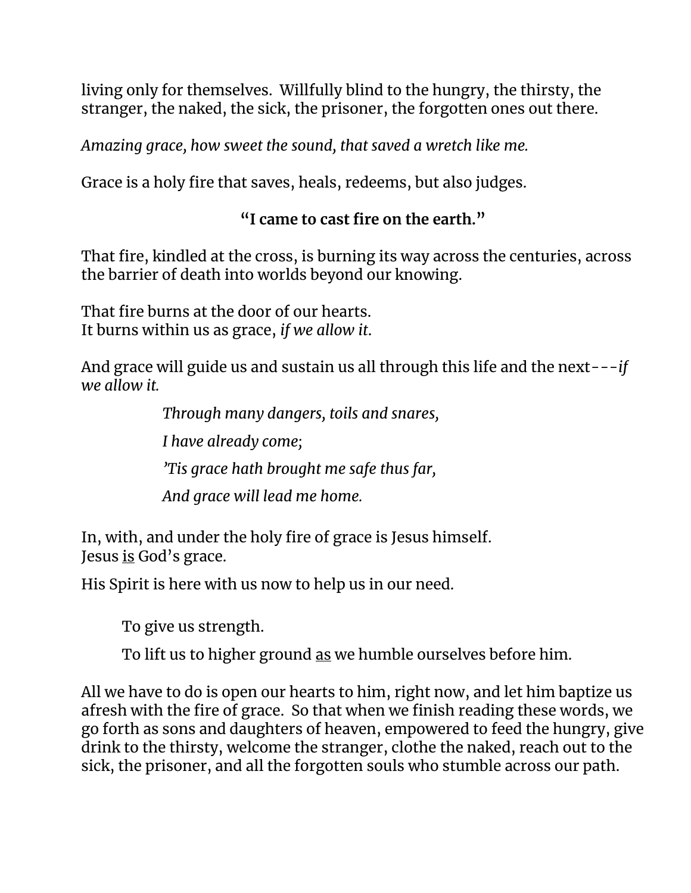living only for themselves.  Willfully blind to the hungry, the thirsty, the stranger, the naked, the sick, the prisoner, the forgotten ones out there.

*Amazing grace, how sweet the sound, that saved a wretch like me.*

Grace is a holy fire that saves, heals, redeems, but also judges.

**"I came to cast fire on the earth."**

That fire, kindled at the cross, is burning its way across the centuries, across the barrier of death into worlds beyond our knowing.

That fire burns at the door of our hearts.
It burns within us as grace, *if we allow it.*

And grace will guide us and sustain us all through this life and the next---*if we allow it.*

> *Through many dangers, toils and snares,*
>
> *I have already come;*
>
> *'Tis grace hath brought me safe thus far,*
>
> *And grace will lead me home.*

In, with, and under the holy fire of grace is Jesus himself.
Jesus <u>is</u> God's grace.

His Spirit is here with us now to help us in our need.

> To give us strength.
>
> To lift us to higher ground <u>as</u> we humble ourselves before him.

All we have to do is open our hearts to him, right now, and let him baptize us afresh with the fire of grace.  So that when we finish reading these words, we go forth as sons and daughters of heaven, empowered to feed the hungry, give drink to the thirsty, welcome the stranger, clothe the naked, reach out to the sick, the prisoner, and all the forgotten souls who stumble across our path.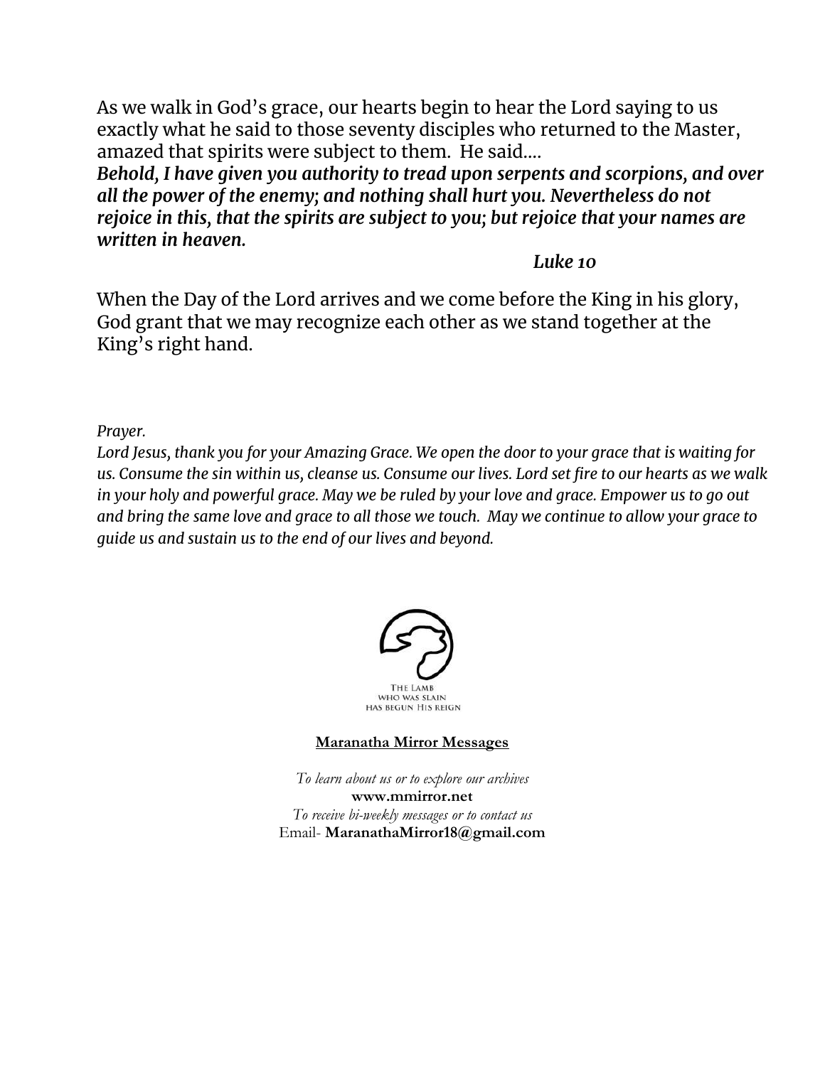As we walk in God's grace, our hearts begin to hear the Lord saying to us exactly what he said to those seventy disciples who returned to the Master, amazed that spirits were subject to them. He said....

***Behold, I have given you authority to tread upon serpents and scorpions, and over all the power of the enemy; and nothing shall hurt you. Nevertheless do not rejoice in this, that the spirits are subject to you; but rejoice that your names are written in heaven.***

***Luke 10***

When the Day of the Lord arrives and we come before the King in his glory, God grant that we may recognize each other as we stand together at the King's right hand.

*Prayer.*

*Lord Jesus, thank you for your Amazing Grace. We open the door to your grace that is waiting for us. Consume the sin within us, cleanse us. Consume our lives. Lord set fire to our hearts as we walk in your holy and powerful grace. May we be ruled by your love and grace. Empower us to go out and bring the same love and grace to all those we touch. May we continue to allow your grace to guide us and sustain us to the end of our lives and beyond.*

THE LAMB
WHO WAS SLAIN
HAS BEGUN HIS REIGN

**Maranatha Mirror Messages**

*To learn about us or to explore our archives*
**www.mmirror.net**
*To receive bi-weekly messages or to contact us*
Email- **MaranathaMirror18@gmail.com**